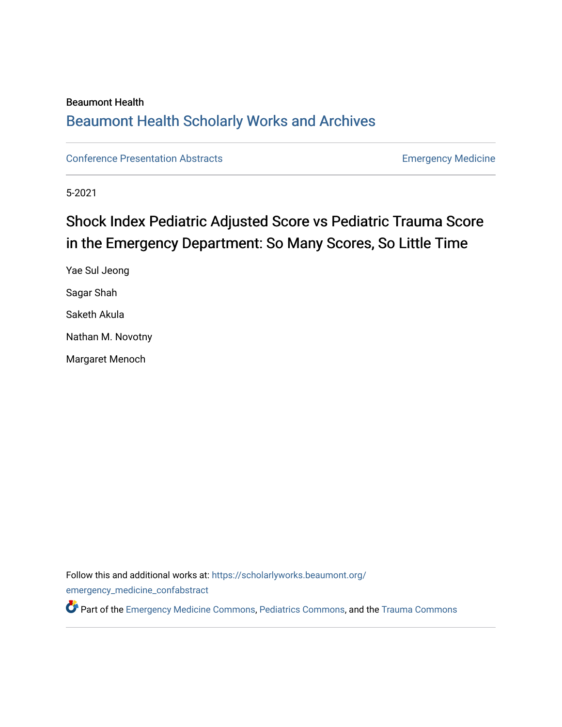Beaumont Health

## Beaumont Health Scholarly Works and Archives

Conference Presentation Abstracts | Emergency Medicine

5-2021

# Shock Index Pediatric Adjusted Score vs Pediatric Trauma Score in the Emergency Department: So Many Scores, So Little Time

Yae Sul Jeong

Sagar Shah

Saketh Akula

Nathan M. Novotny

Margaret Menoch

Follow this and additional works at: https://scholarlyworks.beaumont.org/emergency_medicine_confabstract

Part of the Emergency Medicine Commons, Pediatrics Commons, and the Trauma Commons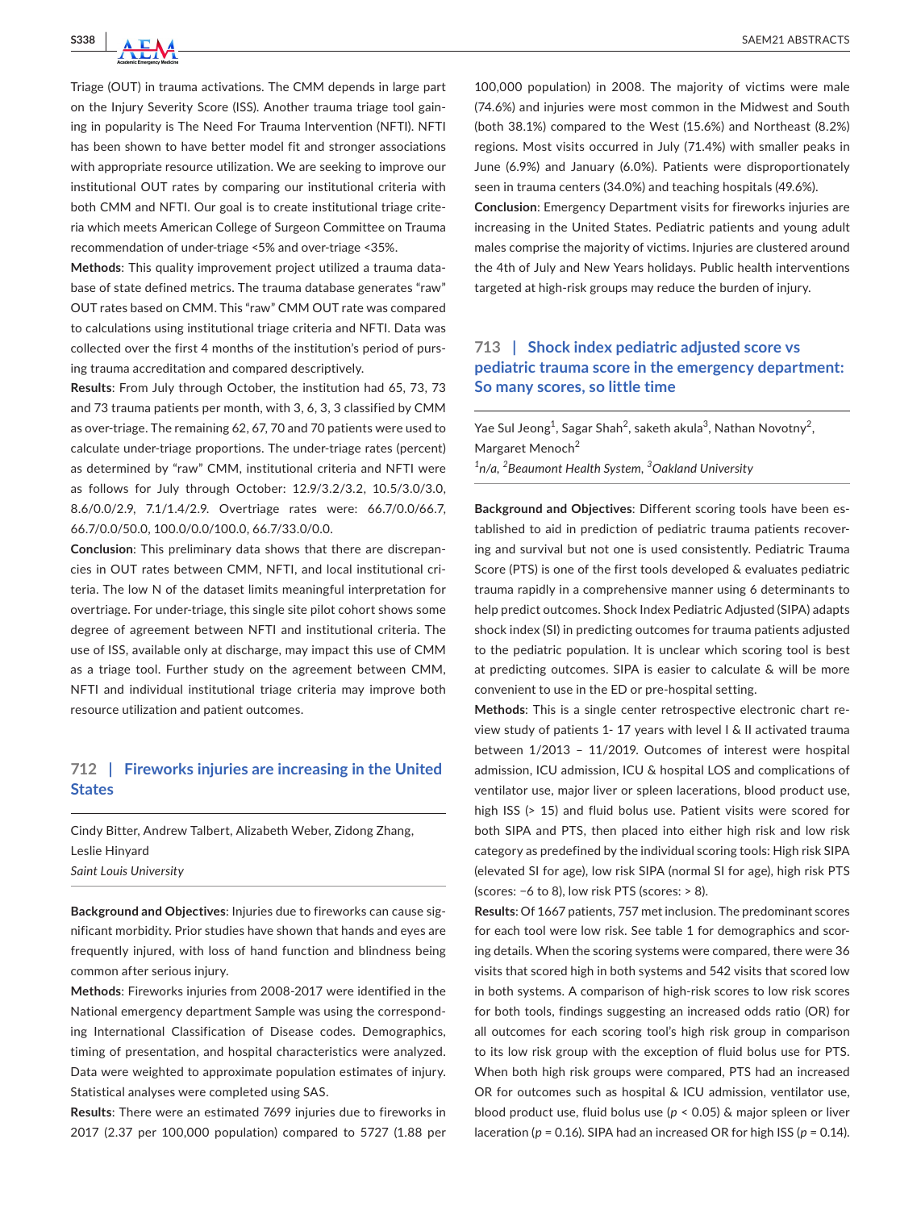Triage (OUT) in trauma activations. The CMM depends in large part on the Injury Severity Score (ISS). Another trauma triage tool gaining in popularity is The Need For Trauma Intervention (NFTI). NFTI has been shown to have better model fit and stronger associations with appropriate resource utilization. We are seeking to improve our institutional OUT rates by comparing our institutional criteria with both CMM and NFTI. Our goal is to create institutional triage criteria which meets American College of Surgeon Committee on Trauma recommendation of under-triage <5% and over-triage <35%.

**Methods**: This quality improvement project utilized a trauma database of state defined metrics. The trauma database generates "raw" OUT rates based on CMM. This "raw" CMM OUT rate was compared to calculations using institutional triage criteria and NFTI. Data was collected over the first 4 months of the institution's period of pursing trauma accreditation and compared descriptively.

**Results**: From July through October, the institution had 65, 73, 73 and 73 trauma patients per month, with 3, 6, 3, 3 classified by CMM as over-triage. The remaining 62, 67, 70 and 70 patients were used to calculate under-triage proportions. The under-triage rates (percent) as determined by "raw" CMM, institutional criteria and NFTI were as follows for July through October: 12.9/3.2/3.2, 10.5/3.0/3.0, 8.6/0.0/2.9, 7.1/1.4/2.9. Overtriage rates were: 66.7/0.0/66.7, 66.7/0.0/50.0, 100.0/0.0/100.0, 66.7/33.0/0.0.

**Conclusion**: This preliminary data shows that there are discrepancies in OUT rates between CMM, NFTI, and local institutional criteria. The low N of the dataset limits meaningful interpretation for overtriage. For under-triage, this single site pilot cohort shows some degree of agreement between NFTI and institutional criteria. The use of ISS, available only at discharge, may impact this use of CMM as a triage tool. Further study on the agreement between CMM, NFTI and individual institutional triage criteria may improve both resource utilization and patient outcomes.

## 712 | Fireworks injuries are increasing in the United States

Cindy Bitter, Andrew Talbert, Alizabeth Weber, Zidong Zhang, Leslie Hinyard

*Saint Louis University*

**Background and Objectives**: Injuries due to fireworks can cause significant morbidity. Prior studies have shown that hands and eyes are frequently injured, with loss of hand function and blindness being common after serious injury.

**Methods**: Fireworks injuries from 2008-2017 were identified in the National emergency department Sample was using the corresponding International Classification of Disease codes. Demographics, timing of presentation, and hospital characteristics were analyzed. Data were weighted to approximate population estimates of injury. Statistical analyses were completed using SAS.

**Results**: There were an estimated 7699 injuries due to fireworks in 2017 (2.37 per 100,000 population) compared to 5727 (1.88 per 100,000 population) in 2008. The majority of victims were male (74.6%) and injuries were most common in the Midwest and South (both 38.1%) compared to the West (15.6%) and Northeast (8.2%) regions. Most visits occurred in July (71.4%) with smaller peaks in June (6.9%) and January (6.0%). Patients were disproportionately seen in trauma centers (34.0%) and teaching hospitals (49.6%).

**Conclusion**: Emergency Department visits for fireworks injuries are increasing in the United States. Pediatric patients and young adult males comprise the majority of victims. Injuries are clustered around the 4th of July and New Years holidays. Public health interventions targeted at high-risk groups may reduce the burden of injury.

## 713 | Shock index pediatric adjusted score vs pediatric trauma score in the emergency department: So many scores, so little time

Yae Sul Jeong[1], Sagar Shah[2], saketh akula[3], Nathan Novotny[2], Margaret Menoch[2]

[1]*n/a*, [2]*Beaumont Health System*, [3]*Oakland University*

**Background and Objectives**: Different scoring tools have been established to aid in prediction of pediatric trauma patients recovering and survival but not one is used consistently. Pediatric Trauma Score (PTS) is one of the first tools developed & evaluates pediatric trauma rapidly in a comprehensive manner using 6 determinants to help predict outcomes. Shock Index Pediatric Adjusted (SIPA) adapts shock index (SI) in predicting outcomes for trauma patients adjusted to the pediatric population. It is unclear which scoring tool is best at predicting outcomes. SIPA is easier to calculate & will be more convenient to use in the ED or pre-hospital setting.

**Methods**: This is a single center retrospective electronic chart review study of patients 1- 17 years with level I & II activated trauma between 1/2013 – 11/2019. Outcomes of interest were hospital admission, ICU admission, ICU & hospital LOS and complications of ventilator use, major liver or spleen lacerations, blood product use, high ISS (> 15) and fluid bolus use. Patient visits were scored for both SIPA and PTS, then placed into either high risk and low risk category as predefined by the individual scoring tools: High risk SIPA (elevated SI for age), low risk SIPA (normal SI for age), high risk PTS (scores: −6 to 8), low risk PTS (scores: > 8).

**Results**: Of 1667 patients, 757 met inclusion. The predominant scores for each tool were low risk. See table 1 for demographics and scoring details. When the scoring systems were compared, there were 36 visits that scored high in both systems and 542 visits that scored low in both systems. A comparison of high-risk scores to low risk scores for both tools, findings suggesting an increased odds ratio (OR) for all outcomes for each scoring tool's high risk group in comparison to its low risk group with the exception of fluid bolus use for PTS. When both high risk groups were compared, PTS had an increased OR for outcomes such as hospital & ICU admission, ventilator use, blood product use, fluid bolus use ($p < 0.05$) & major spleen or liver laceration ($p = 0.16$). SIPA had an increased OR for high ISS ($p = 0.14$).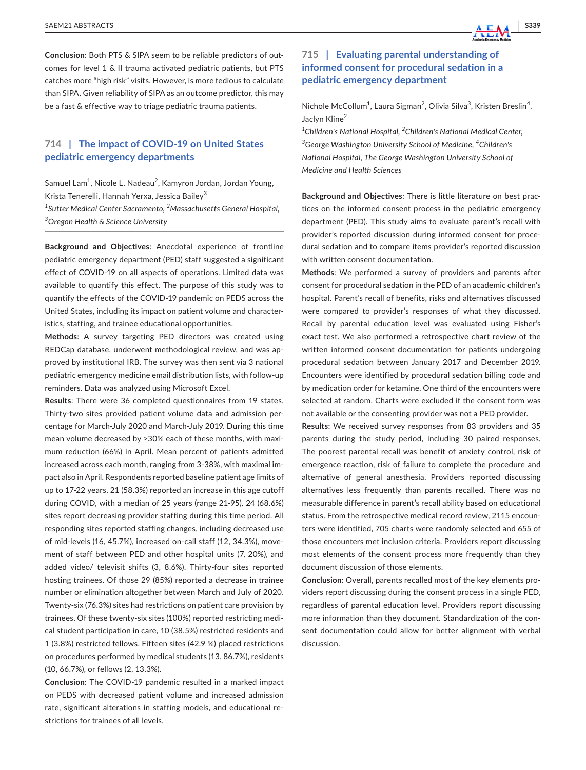**Conclusion**: Both PTS & SIPA seem to be reliable predictors of outcomes for level 1 & II trauma activated pediatric patients, but PTS catches more "high risk" visits. However, is more tedious to calculate than SIPA. Given reliability of SIPA as an outcome predictor, this may be a fast & effective way to triage pediatric trauma patients.

## 714 | The impact of COVID-19 on United States pediatric emergency departments

Samuel Lam[1], Nicole L. Nadeau[2], Kamyron Jordan, Jordan Young, Krista Tenerelli, Hannah Yerxa, Jessica Bailey[3]

[1]*Sutter Medical Center Sacramento*, [2]*Massachusetts General Hospital*, [3]*Oregon Health & Science University*

**Background and Objectives**: Anecdotal experience of frontline pediatric emergency department (PED) staff suggested a significant effect of COVID-19 on all aspects of operations. Limited data was available to quantify this effect. The purpose of this study was to quantify the effects of the COVID-19 pandemic on PEDS across the United States, including its impact on patient volume and characteristics, staffing, and trainee educational opportunities.

**Methods**: A survey targeting PED directors was created using REDCap database, underwent methodological review, and was approved by institutional IRB. The survey was then sent via 3 national pediatric emergency medicine email distribution lists, with follow-up reminders. Data was analyzed using Microsoft Excel.

**Results**: There were 36 completed questionnaires from 19 states. Thirty-two sites provided patient volume data and admission percentage for March-July 2020 and March-July 2019. During this time mean volume decreased by >30% each of these months, with maximum reduction (66%) in April. Mean percent of patients admitted increased across each month, ranging from 3-38%, with maximal impact also in April. Respondents reported baseline patient age limits of up to 17-22 years. 21 (58.3%) reported an increase in this age cutoff during COVID, with a median of 25 years (range 21-95). 24 (68.6%) sites report decreasing provider staffing during this time period. All responding sites reported staffing changes, including decreased use of mid-levels (16, 45.7%), increased on-call staff (12, 34.3%), movement of staff between PED and other hospital units (7, 20%), and added video/ televisit shifts (3, 8.6%). Thirty-four sites reported hosting trainees. Of those 29 (85%) reported a decrease in trainee number or elimination altogether between March and July of 2020. Twenty-six (76.3%) sites had restrictions on patient care provision by trainees. Of these twenty-six sites (100%) reported restricting medical student participation in care, 10 (38.5%) restricted residents and 1 (3.8%) restricted fellows. Fifteen sites (42.9 %) placed restrictions on procedures performed by medical students (13, 86.7%), residents (10, 66.7%), or fellows (2, 13.3%).

**Conclusion**: The COVID-19 pandemic resulted in a marked impact on PEDS with decreased patient volume and increased admission rate, significant alterations in staffing models, and educational restrictions for trainees of all levels.

## 715 | Evaluating parental understanding of informed consent for procedural sedation in a pediatric emergency department

Nichole McCollum[1], Laura Sigman[2], Olivia Silva[3], Kristen Breslin[4], Jaclyn Kline[2]

[1]*Children's National Hospital*, [2]*Children's National Medical Center*, [3]*George Washington University School of Medicine*, [4]*Children's National Hospital, The George Washington University School of Medicine and Health Sciences*

**Background and Objectives**: There is little literature on best practices on the informed consent process in the pediatric emergency department (PED). This study aims to evaluate parent's recall with provider's reported discussion during informed consent for procedural sedation and to compare items provider's reported discussion with written consent documentation.

**Methods**: We performed a survey of providers and parents after consent for procedural sedation in the PED of an academic children's hospital. Parent's recall of benefits, risks and alternatives discussed were compared to provider's responses of what they discussed. Recall by parental education level was evaluated using Fisher's exact test. We also performed a retrospective chart review of the written informed consent documentation for patients undergoing procedural sedation between January 2017 and December 2019. Encounters were identified by procedural sedation billing code and by medication order for ketamine. One third of the encounters were selected at random. Charts were excluded if the consent form was not available or the consenting provider was not a PED provider.

**Results**: We received survey responses from 83 providers and 35 parents during the study period, including 30 paired responses. The poorest parental recall was benefit of anxiety control, risk of emergence reaction, risk of failure to complete the procedure and alternative of general anesthesia. Providers reported discussing alternatives less frequently than parents recalled. There was no measurable difference in parent's recall ability based on educational status. From the retrospective medical record review, 2115 encounters were identified, 705 charts were randomly selected and 655 of those encounters met inclusion criteria. Providers report discussing most elements of the consent process more frequently than they document discussion of those elements.

**Conclusion**: Overall, parents recalled most of the key elements providers report discussing during the consent process in a single PED, regardless of parental education level. Providers report discussing more information than they document. Standardization of the consent documentation could allow for better alignment with verbal discussion.